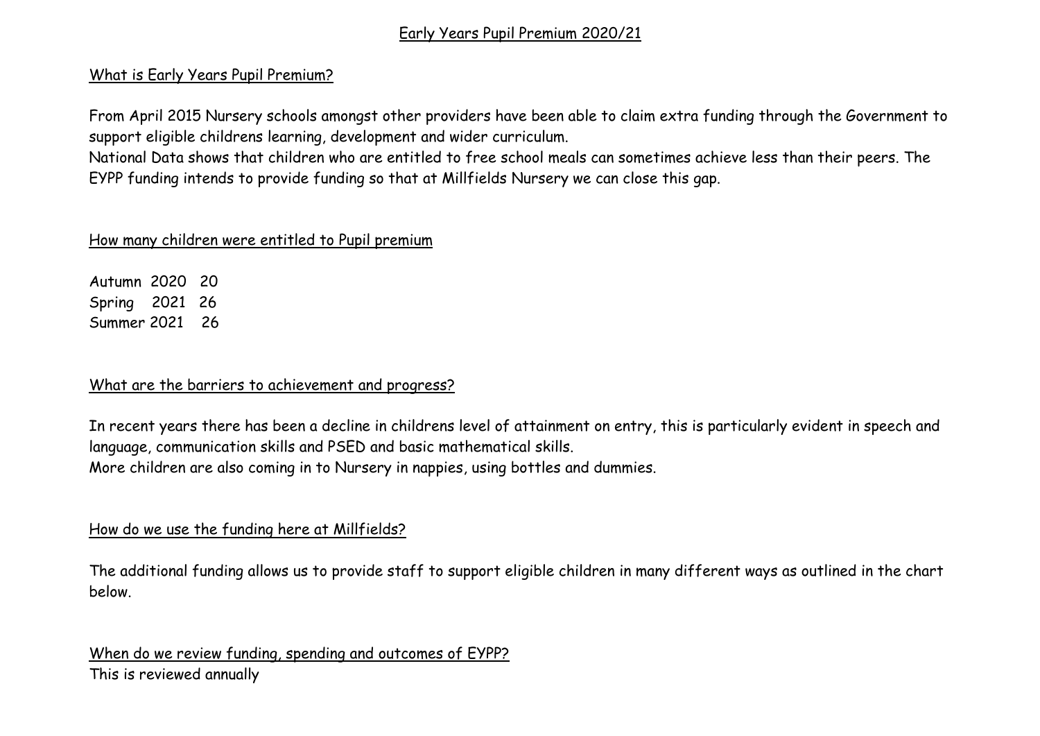# Early Years Pupil Premium 2020/21

## What is Early Years Pupil Premium?

From April 2015 Nursery schools amongst other providers have been able to claim extra funding through the Government to support eligible childrens learning, development and wider curriculum.
National Data shows that children who are entitled to free school meals can sometimes achieve less than their peers. The EYPP funding intends to provide funding so that at Millfields Nursery we can close this gap.

## How many children were entitled to Pupil premium

Autumn 2020 20
Spring 2021 26
Summer 2021 26

## What are the barriers to achievement and progress?

In recent years there has been a decline in childrens level of attainment on entry, this is particularly evident in speech and language, communication skills and PSED and basic mathematical skills.
More children are also coming in to Nursery in nappies, using bottles and dummies.

## How do we use the funding here at Millfields?

The additional funding allows us to provide staff to support eligible children in many different ways as outlined in the chart below.

## When do we review funding, spending and outcomes of EYPP?

This is reviewed annually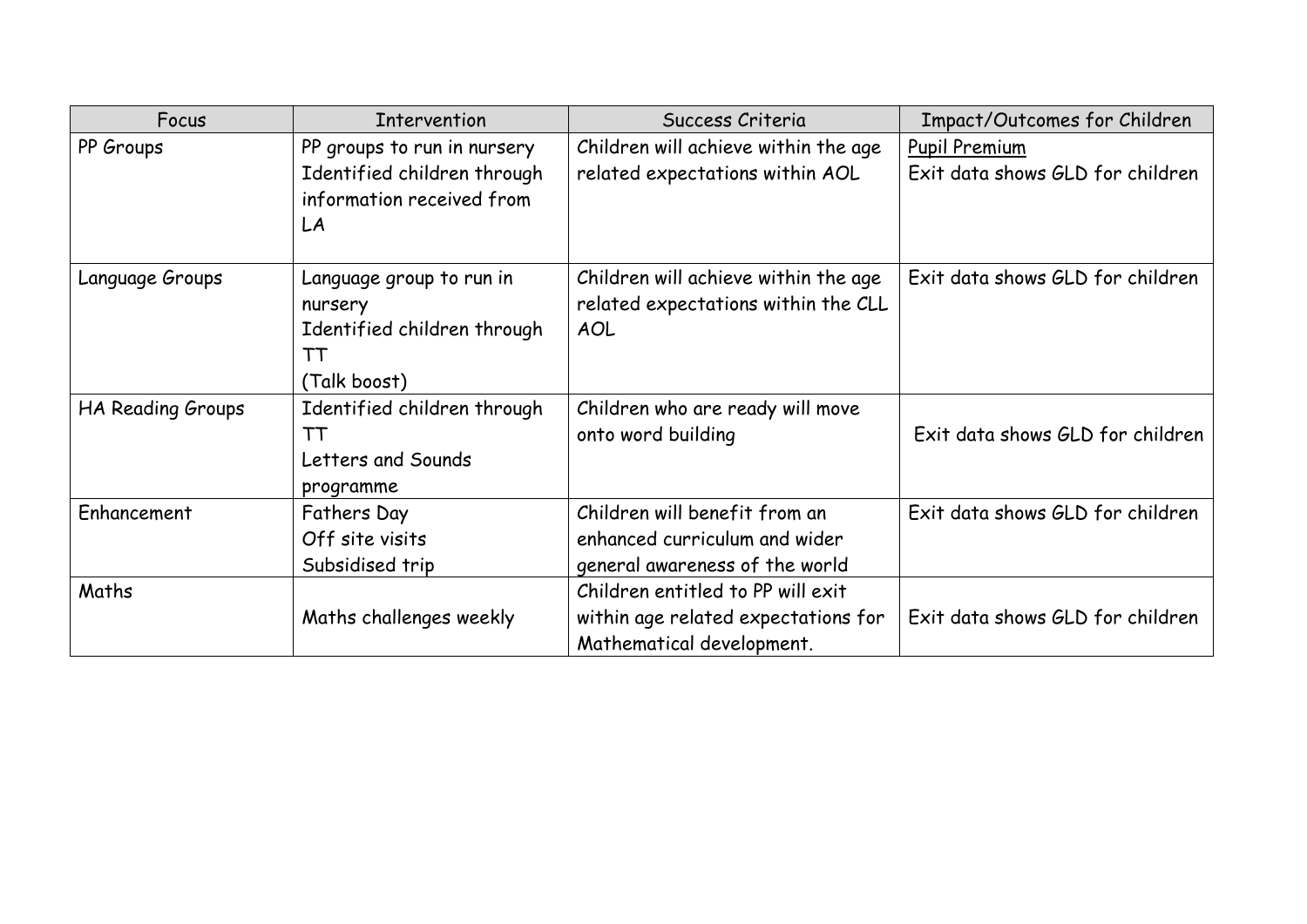| Focus | Intervention | Success Criteria | Impact/Outcomes for Children |
|---|---|---|---|
| PP Groups | PP groups to run in nursery<br>Identified children through information received from LA | Children will achieve within the age related expectations within AOL | <u>Pupil Premium</u><br>Exit data shows GLD for children |
| Language Groups | Language group to run in nursery<br>Identified children through TT<br>(Talk boost) | Children will achieve within the age related expectations within the CLL AOL | Exit data shows GLD for children |
| HA Reading Groups | Identified children through TT<br>Letters and Sounds programme | Children who are ready will move onto word building | Exit data shows GLD for children |
| Enhancement | Fathers Day<br>Off site visits<br>Subsidised trip | Children will benefit from an enhanced curriculum and wider general awareness of the world | Exit data shows GLD for children |
| Maths | Maths challenges weekly | Children entitled to PP will exit within age related expectations for Mathematical development. | Exit data shows GLD for children |